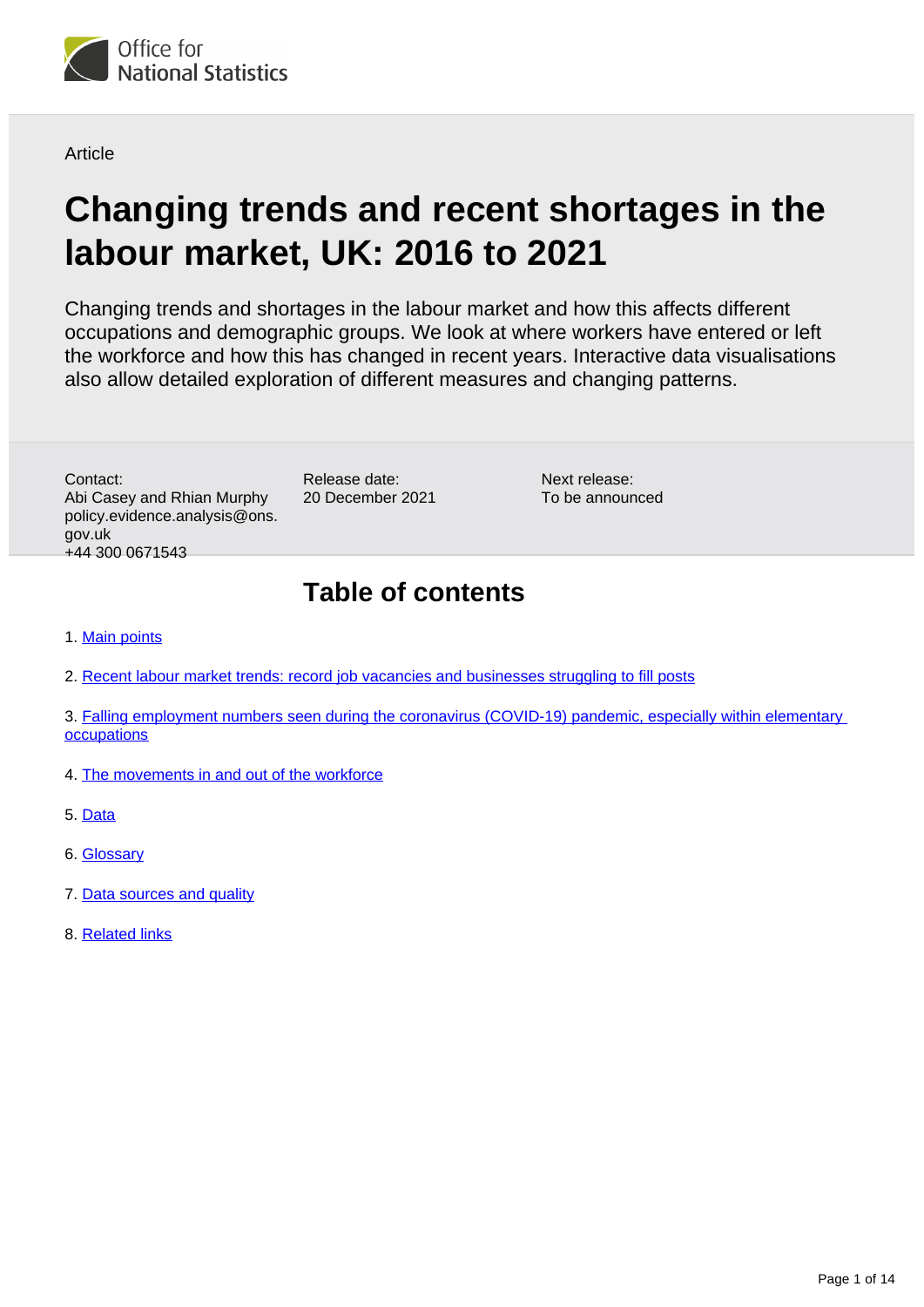Office for National Statistics

Article

# Changing trends and recent shortages in the labour market, UK: 2016 to 2021

Changing trends and shortages in the labour market and how this affects different occupations and demographic groups. We look at where workers have entered or left the workforce and how this has changed in recent years. Interactive data visualisations also allow detailed exploration of different measures and changing patterns.

Contact:
Abi Casey and Rhian Murphy
policy.evidence.analysis@ons.gov.uk
+44 300 0671543

Release date:
20 December 2021

Next release:
To be announced

## Table of contents

1. Main points
2. Recent labour market trends: record job vacancies and businesses struggling to fill posts
3. Falling employment numbers seen during the coronavirus (COVID-19) pandemic, especially within elementary occupations
4. The movements in and out of the workforce
5. Data
6. Glossary
7. Data sources and quality
8. Related links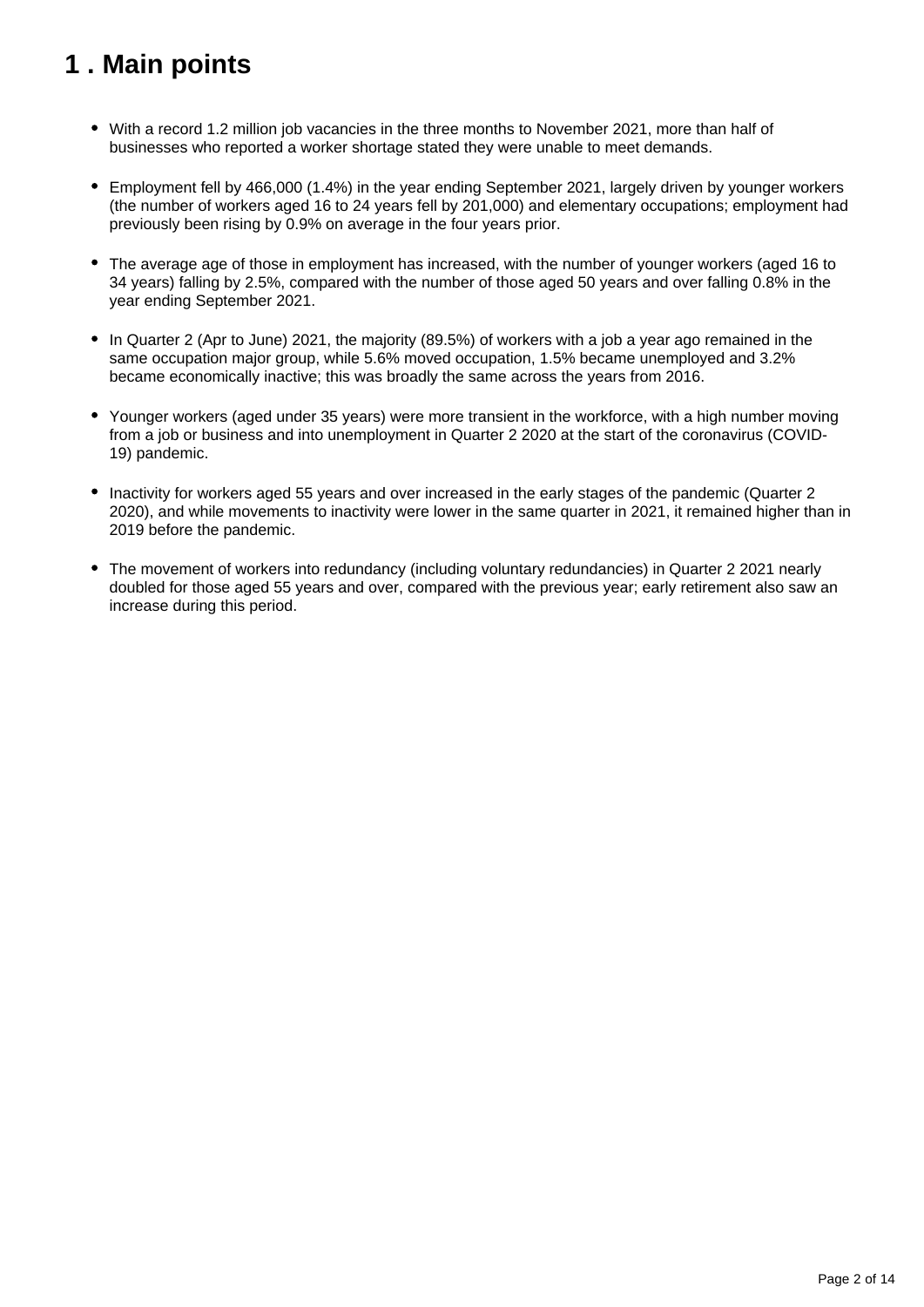# 1 . Main points

- With a record 1.2 million job vacancies in the three months to November 2021, more than half of businesses who reported a worker shortage stated they were unable to meet demands.
- Employment fell by 466,000 (1.4%) in the year ending September 2021, largely driven by younger workers (the number of workers aged 16 to 24 years fell by 201,000) and elementary occupations; employment had previously been rising by 0.9% on average in the four years prior.
- The average age of those in employment has increased, with the number of younger workers (aged 16 to 34 years) falling by 2.5%, compared with the number of those aged 50 years and over falling 0.8% in the year ending September 2021.
- In Quarter 2 (Apr to June) 2021, the majority (89.5%) of workers with a job a year ago remained in the same occupation major group, while 5.6% moved occupation, 1.5% became unemployed and 3.2% became economically inactive; this was broadly the same across the years from 2016.
- Younger workers (aged under 35 years) were more transient in the workforce, with a high number moving from a job or business and into unemployment in Quarter 2 2020 at the start of the coronavirus (COVID-19) pandemic.
- Inactivity for workers aged 55 years and over increased in the early stages of the pandemic (Quarter 2 2020), and while movements to inactivity were lower in the same quarter in 2021, it remained higher than in 2019 before the pandemic.
- The movement of workers into redundancy (including voluntary redundancies) in Quarter 2 2021 nearly doubled for those aged 55 years and over, compared with the previous year; early retirement also saw an increase during this period.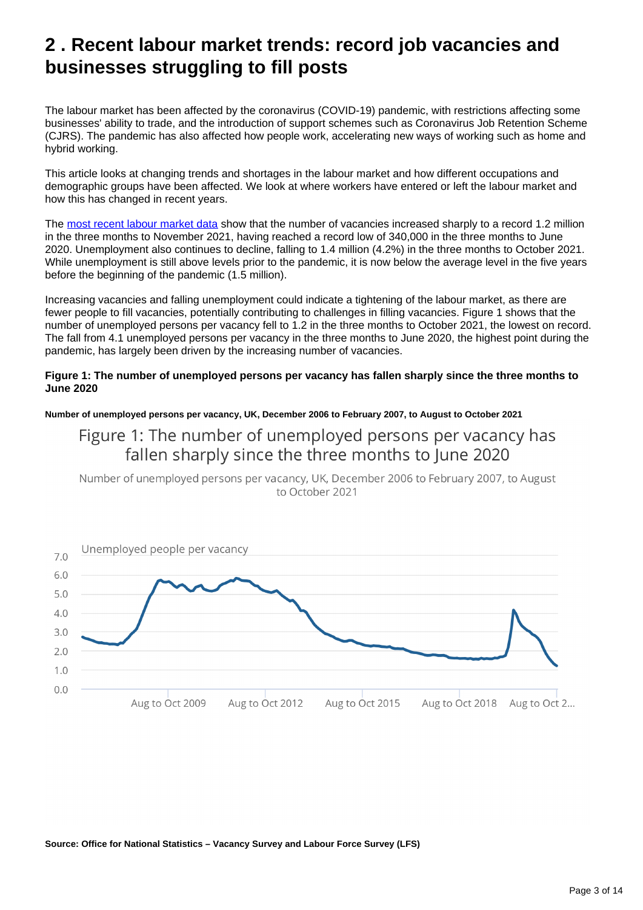## 2 . Recent labour market trends: record job vacancies and businesses struggling to fill posts

The labour market has been affected by the coronavirus (COVID-19) pandemic, with restrictions affecting some businesses' ability to trade, and the introduction of support schemes such as Coronavirus Job Retention Scheme (CJRS). The pandemic has also affected how people work, accelerating new ways of working such as home and hybrid working.

This article looks at changing trends and shortages in the labour market and how different occupations and demographic groups have been affected. We look at where workers have entered or left the labour market and how this has changed in recent years.

The most recent labour market data show that the number of vacancies increased sharply to a record 1.2 million in the three months to November 2021, having reached a record low of 340,000 in the three months to June 2020. Unemployment also continues to decline, falling to 1.4 million (4.2%) in the three months to October 2021. While unemployment is still above levels prior to the pandemic, it is now below the average level in the five years before the beginning of the pandemic (1.5 million).

Increasing vacancies and falling unemployment could indicate a tightening of the labour market, as there are fewer people to fill vacancies, potentially contributing to challenges in filling vacancies. Figure 1 shows that the number of unemployed persons per vacancy fell to 1.2 in the three months to October 2021, the lowest on record. The fall from 4.1 unemployed persons per vacancy in the three months to June 2020, the highest point during the pandemic, has largely been driven by the increasing number of vacancies.

**Figure 1: The number of unemployed persons per vacancy has fallen sharply since the three months to June 2020**

**Number of unemployed persons per vacancy, UK, December 2006 to February 2007, to August to October 2021**

Figure 1: The number of unemployed persons per vacancy has fallen sharply since the three months to June 2020

Number of unemployed persons per vacancy, UK, December 2006 to February 2007, to August to October 2021

**Source: Office for National Statistics – Vacancy Survey and Labour Force Survey (LFS)**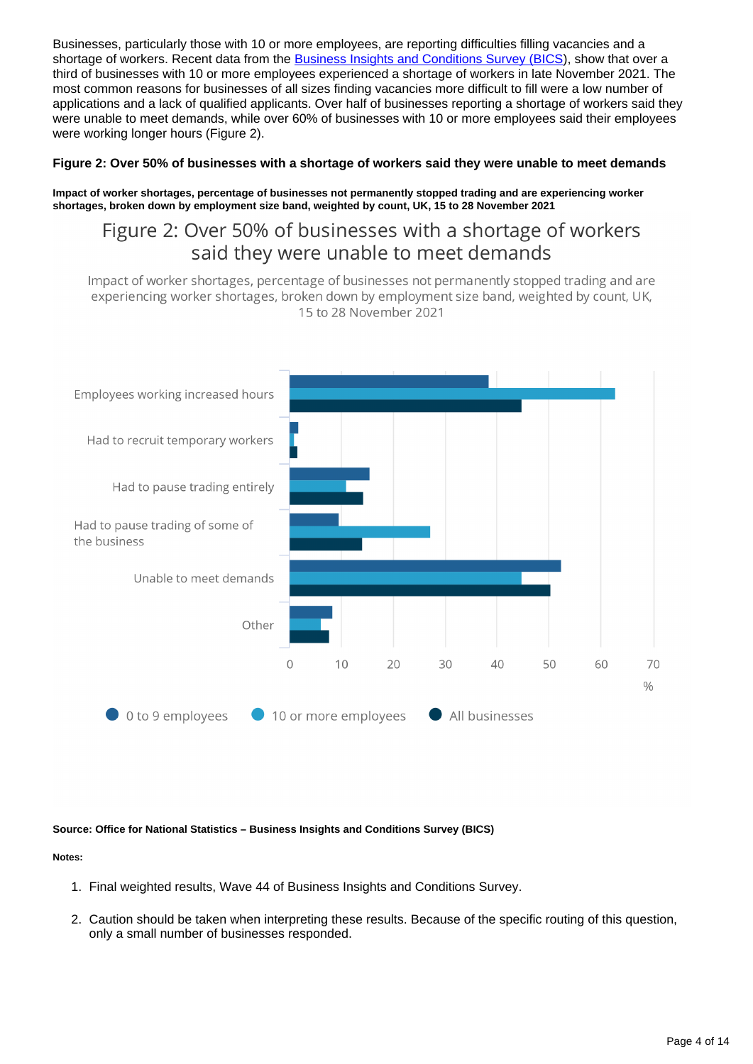Businesses, particularly those with 10 or more employees, are reporting difficulties filling vacancies and a shortage of workers. Recent data from the [Business Insights and Conditions Survey (BICS)](), show that over a third of businesses with 10 or more employees experienced a shortage of workers in late November 2021. The most common reasons for businesses of all sizes finding vacancies more difficult to fill were a low number of applications and a lack of qualified applicants. Over half of businesses reporting a shortage of workers said they were unable to meet demands, while over 60% of businesses with 10 or more employees said their employees were working longer hours (Figure 2).

#### Figure 2: Over 50% of businesses with a shortage of workers said they were unable to meet demands

**Impact of worker shortages, percentage of businesses not permanently stopped trading and are experiencing worker shortages, broken down by employment size band, weighted by count, UK, 15 to 28 November 2021**

Figure 2: Over 50% of businesses with a shortage of workers said they were unable to meet demands

Impact of worker shortages, percentage of businesses not permanently stopped trading and are experiencing worker shortages, broken down by employment size band, weighted by count, UK, 15 to 28 November 2021

Employees working increased hours

Had to recruit temporary workers

Had to pause trading entirely

Had to pause trading of some of the business

Unable to meet demands

Other

0 10 20 30 40 50 60 70

%

0 to 9 employees | 10 or more employees | All businesses

**Source: Office for National Statistics – Business Insights and Conditions Survey (BICS)**

**Notes:**

1. Final weighted results, Wave 44 of Business Insights and Conditions Survey.

2. Caution should be taken when interpreting these results. Because of the specific routing of this question, only a small number of businesses responded.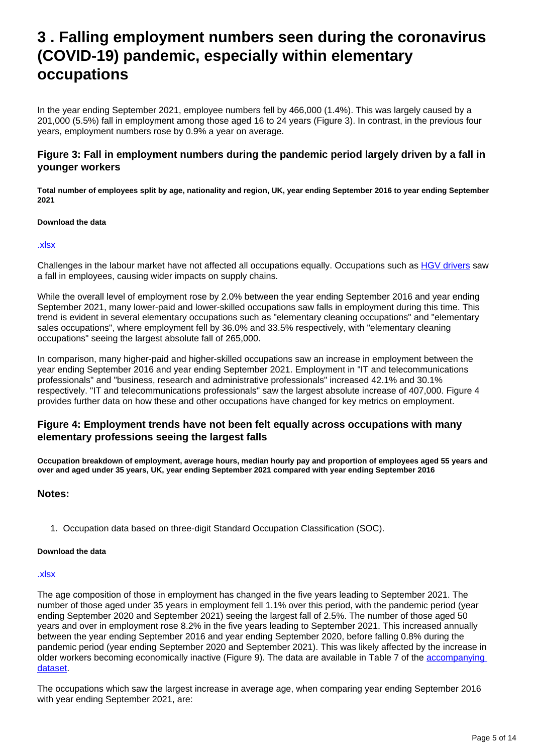## 3 . Falling employment numbers seen during the coronavirus (COVID-19) pandemic, especially within elementary occupations

In the year ending September 2021, employee numbers fell by 466,000 (1.4%). This was largely caused by a 201,000 (5.5%) fall in employment among those aged 16 to 24 years (Figure 3). In contrast, in the previous four years, employment numbers rose by 0.9% a year on average.

### Figure 3: Fall in employment numbers during the pandemic period largely driven by a fall in younger workers

**Total number of employees split by age, nationality and region, UK, year ending September 2016 to year ending September 2021**

**Download the data**

.xlsx

Challenges in the labour market have not affected all occupations equally. Occupations such as HGV drivers saw a fall in employees, causing wider impacts on supply chains.

While the overall level of employment rose by 2.0% between the year ending September 2016 and year ending September 2021, many lower-paid and lower-skilled occupations saw falls in employment during this time. This trend is evident in several elementary occupations such as "elementary cleaning occupations" and "elementary sales occupations", where employment fell by 36.0% and 33.5% respectively, with "elementary cleaning occupations" seeing the largest absolute fall of 265,000.

In comparison, many higher-paid and higher-skilled occupations saw an increase in employment between the year ending September 2016 and year ending September 2021. Employment in "IT and telecommunications professionals" and "business, research and administrative professionals" increased 42.1% and 30.1% respectively. "IT and telecommunications professionals" saw the largest absolute increase of 407,000. Figure 4 provides further data on how these and other occupations have changed for key metrics on employment.

### Figure 4: Employment trends have not been felt equally across occupations with many elementary professions seeing the largest falls

**Occupation breakdown of employment, average hours, median hourly pay and proportion of employees aged 55 years and over and aged under 35 years, UK, year ending September 2021 compared with year ending September 2016**

### Notes:

1. Occupation data based on three-digit Standard Occupation Classification (SOC).

**Download the data**

.xlsx

The age composition of those in employment has changed in the five years leading to September 2021. The number of those aged under 35 years in employment fell 1.1% over this period, with the pandemic period (year ending September 2020 and September 2021) seeing the largest fall of 2.5%. The number of those aged 50 years and over in employment rose 8.2% in the five years leading to September 2021. This increased annually between the year ending September 2016 and year ending September 2020, before falling 0.8% during the pandemic period (year ending September 2020 and September 2021). This was likely affected by the increase in older workers becoming economically inactive (Figure 9). The data are available in Table 7 of the accompanying dataset.

The occupations which saw the largest increase in average age, when comparing year ending September 2016 with year ending September 2021, are: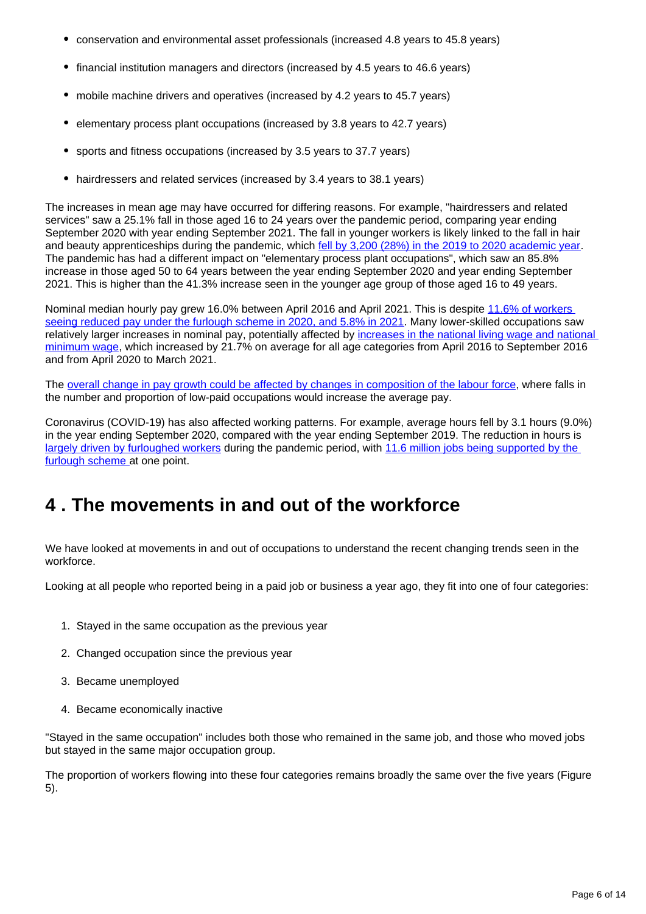- conservation and environmental asset professionals (increased 4.8 years to 45.8 years)
- financial institution managers and directors (increased by 4.5 years to 46.6 years)
- mobile machine drivers and operatives (increased by 4.2 years to 45.7 years)
- elementary process plant occupations (increased by 3.8 years to 42.7 years)
- sports and fitness occupations (increased by 3.5 years to 37.7 years)
- hairdressers and related services (increased by 3.4 years to 38.1 years)

The increases in mean age may have occurred for differing reasons. For example, "hairdressers and related services" saw a 25.1% fall in those aged 16 to 24 years over the pandemic period, comparing year ending September 2020 with year ending September 2021. The fall in younger workers is likely linked to the fall in hair and beauty apprenticeships during the pandemic, which fell by 3,200 (28%) in the 2019 to 2020 academic year. The pandemic has had a different impact on "elementary process plant occupations", which saw an 85.8% increase in those aged 50 to 64 years between the year ending September 2020 and year ending September 2021. This is higher than the 41.3% increase seen in the younger age group of those aged 16 to 49 years.

Nominal median hourly pay grew 16.0% between April 2016 and April 2021. This is despite 11.6% of workers seeing reduced pay under the furlough scheme in 2020, and 5.8% in 2021. Many lower-skilled occupations saw relatively larger increases in nominal pay, potentially affected by increases in the national living wage and national minimum wage, which increased by 21.7% on average for all age categories from April 2016 to September 2016 and from April 2020 to March 2021.

The overall change in pay growth could be affected by changes in composition of the labour force, where falls in the number and proportion of low-paid occupations would increase the average pay.

Coronavirus (COVID-19) has also affected working patterns. For example, average hours fell by 3.1 hours (9.0%) in the year ending September 2020, compared with the year ending September 2019. The reduction in hours is largely driven by furloughed workers during the pandemic period, with 11.6 million jobs being supported by the furlough scheme at one point.

## 4 . The movements in and out of the workforce

We have looked at movements in and out of occupations to understand the recent changing trends seen in the workforce.

Looking at all people who reported being in a paid job or business a year ago, they fit into one of four categories:

1. Stayed in the same occupation as the previous year
2. Changed occupation since the previous year
3. Became unemployed
4. Became economically inactive

"Stayed in the same occupation" includes both those who remained in the same job, and those who moved jobs but stayed in the same major occupation group.

The proportion of workers flowing into these four categories remains broadly the same over the five years (Figure 5).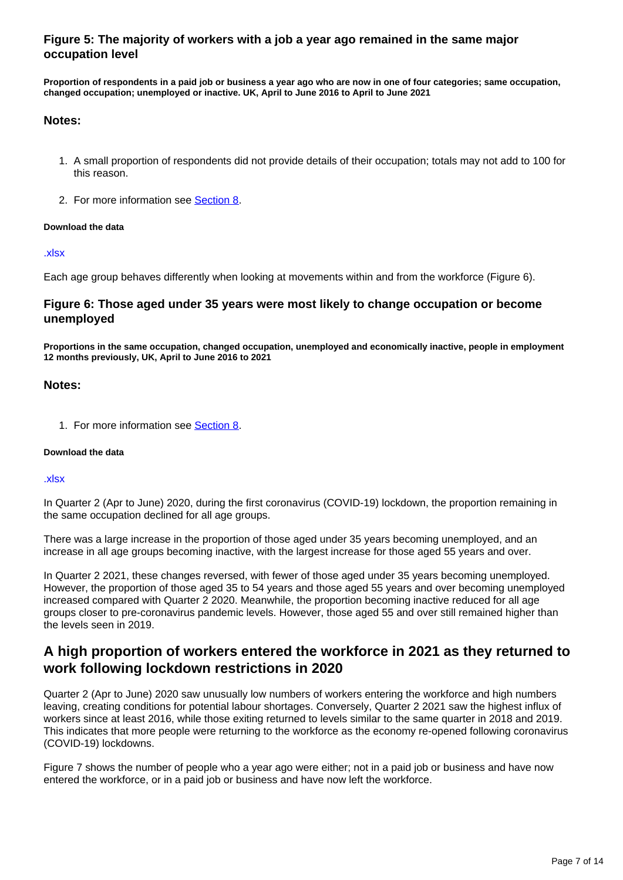### Figure 5: The majority of workers with a job a year ago remained in the same major occupation level

**Proportion of respondents in a paid job or business a year ago who are now in one of four categories; same occupation, changed occupation; unemployed or inactive. UK, April to June 2016 to April to June 2021**

#### Notes:

1. A small proportion of respondents did not provide details of their occupation; totals may not add to 100 for this reason.
2. For more information see Section 8.

**Download the data**

.xlsx

Each age group behaves differently when looking at movements within and from the workforce (Figure 6).

### Figure 6: Those aged under 35 years were most likely to change occupation or become unemployed

**Proportions in the same occupation, changed occupation, unemployed and economically inactive, people in employment 12 months previously, UK, April to June 2016 to 2021**

#### Notes:

1. For more information see Section 8.

**Download the data**

.xlsx

In Quarter 2 (Apr to June) 2020, during the first coronavirus (COVID-19) lockdown, the proportion remaining in the same occupation declined for all age groups.

There was a large increase in the proportion of those aged under 35 years becoming unemployed, and an increase in all age groups becoming inactive, with the largest increase for those aged 55 years and over.

In Quarter 2 2021, these changes reversed, with fewer of those aged under 35 years becoming unemployed. However, the proportion of those aged 35 to 54 years and those aged 55 years and over becoming unemployed increased compared with Quarter 2 2020. Meanwhile, the proportion becoming inactive reduced for all age groups closer to pre-coronavirus pandemic levels. However, those aged 55 and over still remained higher than the levels seen in 2019.

## A high proportion of workers entered the workforce in 2021 as they returned to work following lockdown restrictions in 2020

Quarter 2 (Apr to June) 2020 saw unusually low numbers of workers entering the workforce and high numbers leaving, creating conditions for potential labour shortages. Conversely, Quarter 2 2021 saw the highest influx of workers since at least 2016, while those exiting returned to levels similar to the same quarter in 2018 and 2019. This indicates that more people were returning to the workforce as the economy re-opened following coronavirus (COVID-19) lockdowns.

Figure 7 shows the number of people who a year ago were either; not in a paid job or business and have now entered the workforce, or in a paid job or business and have now left the workforce.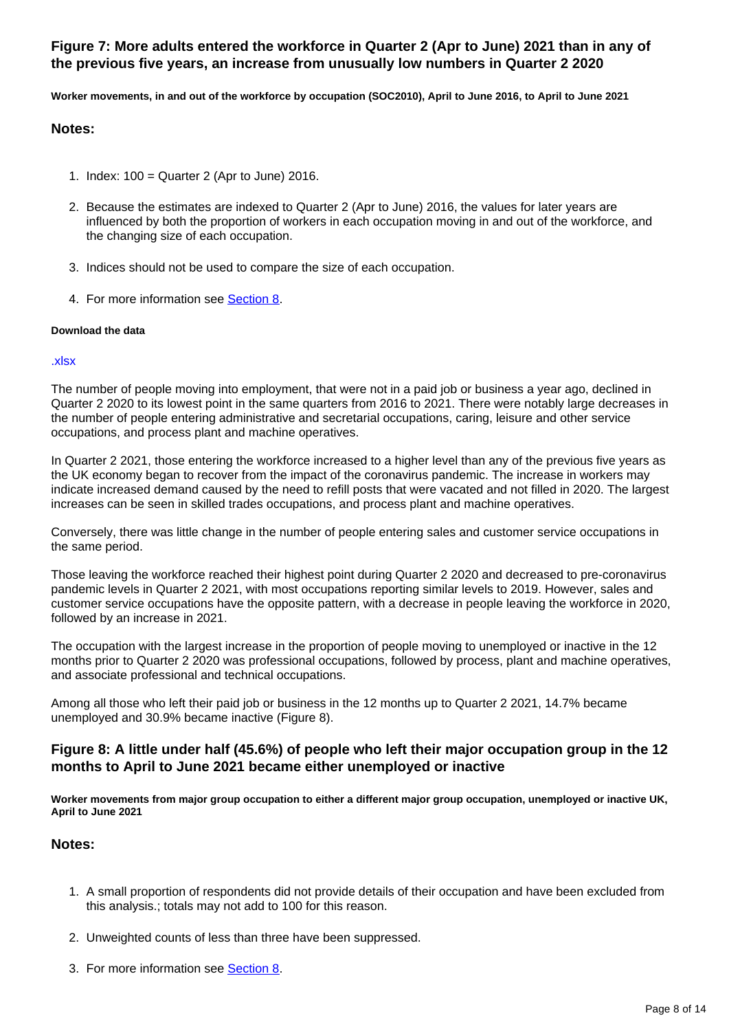### Figure 7: More adults entered the workforce in Quarter 2 (Apr to June) 2021 than in any of the previous five years, an increase from unusually low numbers in Quarter 2 2020

**Worker movements, in and out of the workforce by occupation (SOC2010), April to June 2016, to April to June 2021**

**Notes:**

1. Index: 100 = Quarter 2 (Apr to June) 2016.
2. Because the estimates are indexed to Quarter 2 (Apr to June) 2016, the values for later years are influenced by both the proportion of workers in each occupation moving in and out of the workforce, and the changing size of each occupation.
3. Indices should not be used to compare the size of each occupation.
4. For more information see Section 8.

**Download the data**

.xlsx

The number of people moving into employment, that were not in a paid job or business a year ago, declined in Quarter 2 2020 to its lowest point in the same quarters from 2016 to 2021. There were notably large decreases in the number of people entering administrative and secretarial occupations, caring, leisure and other service occupations, and process plant and machine operatives.

In Quarter 2 2021, those entering the workforce increased to a higher level than any of the previous five years as the UK economy began to recover from the impact of the coronavirus pandemic. The increase in workers may indicate increased demand caused by the need to refill posts that were vacated and not filled in 2020. The largest increases can be seen in skilled trades occupations, and process plant and machine operatives.

Conversely, there was little change in the number of people entering sales and customer service occupations in the same period.

Those leaving the workforce reached their highest point during Quarter 2 2020 and decreased to pre-coronavirus pandemic levels in Quarter 2 2021, with most occupations reporting similar levels to 2019. However, sales and customer service occupations have the opposite pattern, with a decrease in people leaving the workforce in 2020, followed by an increase in 2021.

The occupation with the largest increase in the proportion of people moving to unemployed or inactive in the 12 months prior to Quarter 2 2020 was professional occupations, followed by process, plant and machine operatives, and associate professional and technical occupations.

Among all those who left their paid job or business in the 12 months up to Quarter 2 2021, 14.7% became unemployed and 30.9% became inactive (Figure 8).

### Figure 8: A little under half (45.6%) of people who left their major occupation group in the 12 months to April to June 2021 became either unemployed or inactive

**Worker movements from major group occupation to either a different major group occupation, unemployed or inactive UK, April to June 2021**

**Notes:**

1. A small proportion of respondents did not provide details of their occupation and have been excluded from this analysis.; totals may not add to 100 for this reason.
2. Unweighted counts of less than three have been suppressed.
3. For more information see Section 8.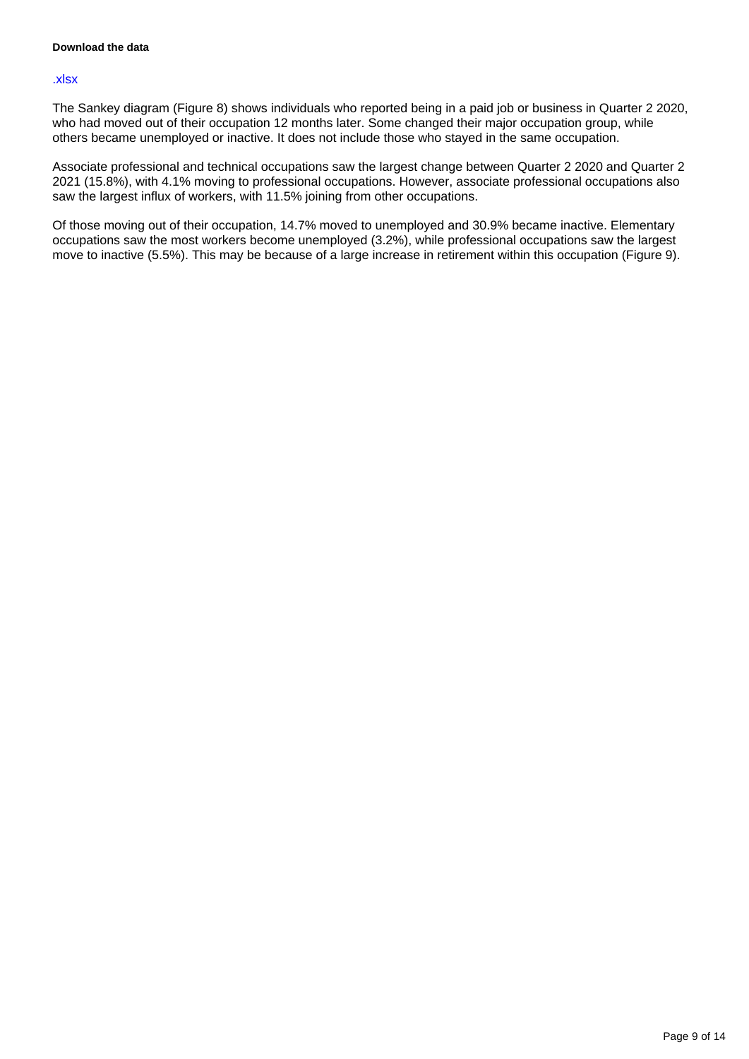**Download the data**

.xlsx

The Sankey diagram (Figure 8) shows individuals who reported being in a paid job or business in Quarter 2 2020, who had moved out of their occupation 12 months later. Some changed their major occupation group, while others became unemployed or inactive. It does not include those who stayed in the same occupation.

Associate professional and technical occupations saw the largest change between Quarter 2 2020 and Quarter 2 2021 (15.8%), with 4.1% moving to professional occupations. However, associate professional occupations also saw the largest influx of workers, with 11.5% joining from other occupations.

Of those moving out of their occupation, 14.7% moved to unemployed and 30.9% became inactive. Elementary occupations saw the most workers become unemployed (3.2%), while professional occupations saw the largest move to inactive (5.5%). This may be because of a large increase in retirement within this occupation (Figure 9).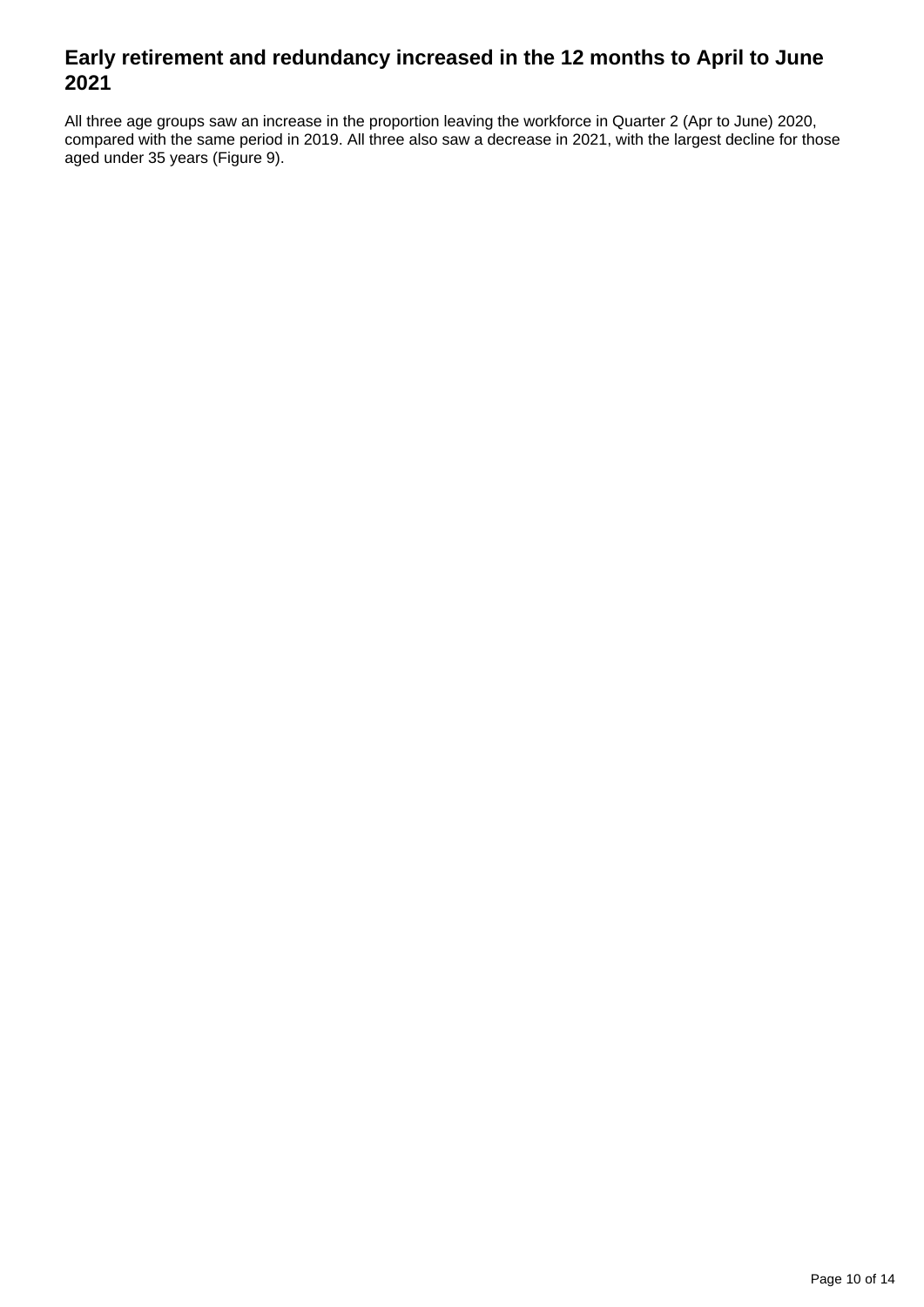## Early retirement and redundancy increased in the 12 months to April to June 2021

All three age groups saw an increase in the proportion leaving the workforce in Quarter 2 (Apr to June) 2020, compared with the same period in 2019. All three also saw a decrease in 2021, with the largest decline for those aged under 35 years (Figure 9).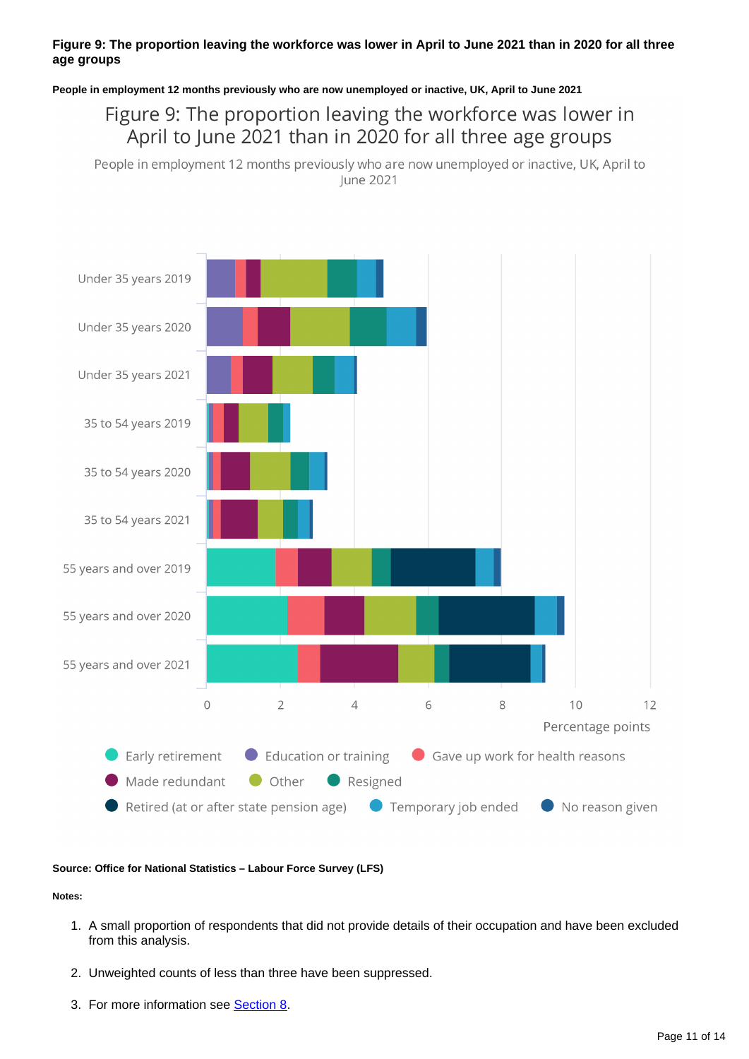**Figure 9: The proportion leaving the workforce was lower in April to June 2021 than in 2020 for all three age groups**

**People in employment 12 months previously who are now unemployed or inactive, UK, April to June 2021**

**Source: Office for National Statistics – Labour Force Survey (LFS)**

**Notes:**

1. A small proportion of respondents that did not provide details of their occupation and have been excluded from this analysis.
2. Unweighted counts of less than three have been suppressed.
3. For more information see Section 8.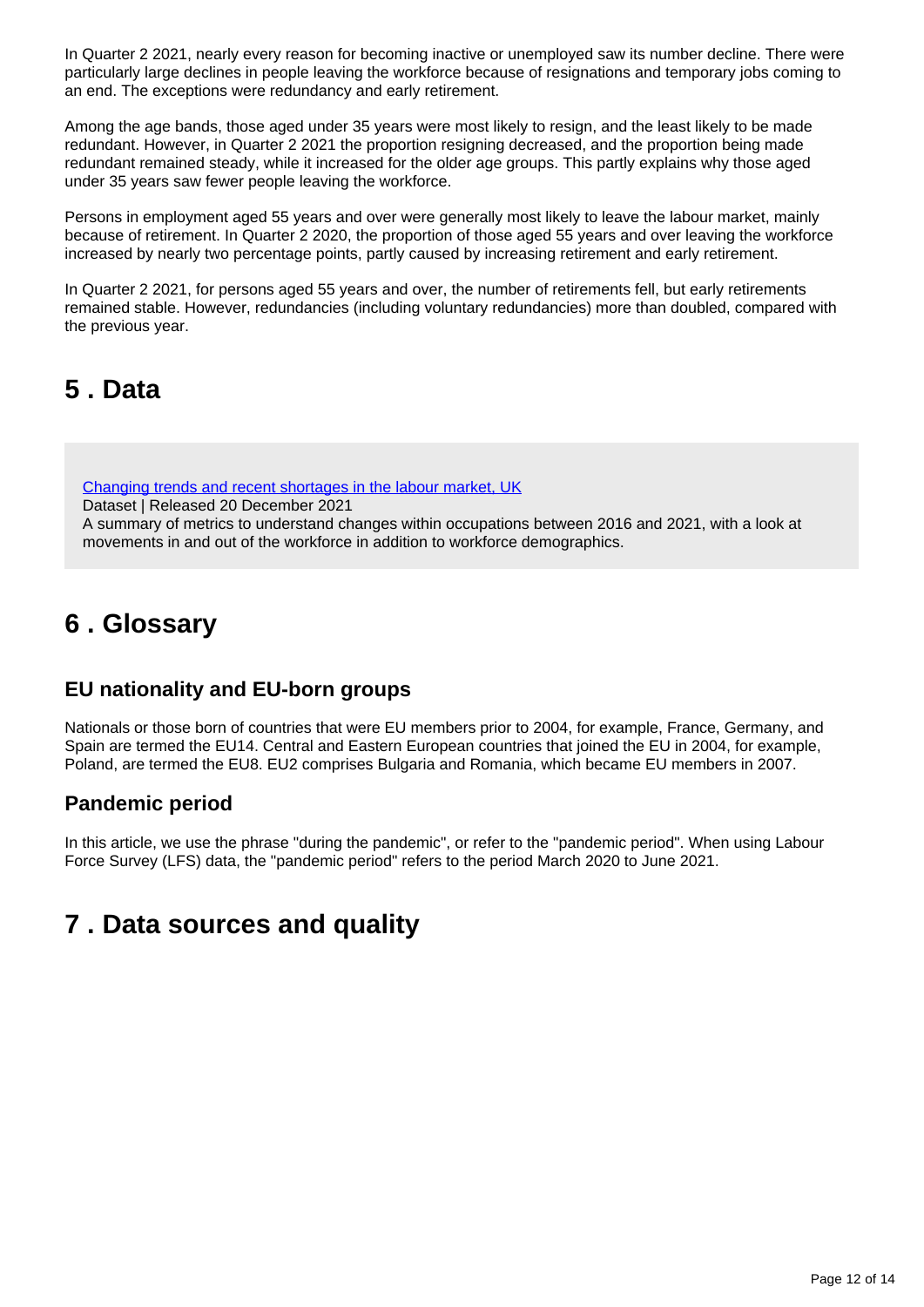In Quarter 2 2021, nearly every reason for becoming inactive or unemployed saw its number decline. There were particularly large declines in people leaving the workforce because of resignations and temporary jobs coming to an end. The exceptions were redundancy and early retirement.

Among the age bands, those aged under 35 years were most likely to resign, and the least likely to be made redundant. However, in Quarter 2 2021 the proportion resigning decreased, and the proportion being made redundant remained steady, while it increased for the older age groups. This partly explains why those aged under 35 years saw fewer people leaving the workforce.

Persons in employment aged 55 years and over were generally most likely to leave the labour market, mainly because of retirement. In Quarter 2 2020, the proportion of those aged 55 years and over leaving the workforce increased by nearly two percentage points, partly caused by increasing retirement and early retirement.

In Quarter 2 2021, for persons aged 55 years and over, the number of retirements fell, but early retirements remained stable. However, redundancies (including voluntary redundancies) more than doubled, compared with the previous year.

## 5 . Data

[Changing trends and recent shortages in the labour market, UK](#)
Dataset | Released 20 December 2021
A summary of metrics to understand changes within occupations between 2016 and 2021, with a look at movements in and out of the workforce in addition to workforce demographics.

## 6 . Glossary

### EU nationality and EU-born groups

Nationals or those born of countries that were EU members prior to 2004, for example, France, Germany, and Spain are termed the EU14. Central and Eastern European countries that joined the EU in 2004, for example, Poland, are termed the EU8. EU2 comprises Bulgaria and Romania, which became EU members in 2007.

### Pandemic period

In this article, we use the phrase "during the pandemic", or refer to the "pandemic period". When using Labour Force Survey (LFS) data, the "pandemic period" refers to the period March 2020 to June 2021.

## 7 . Data sources and quality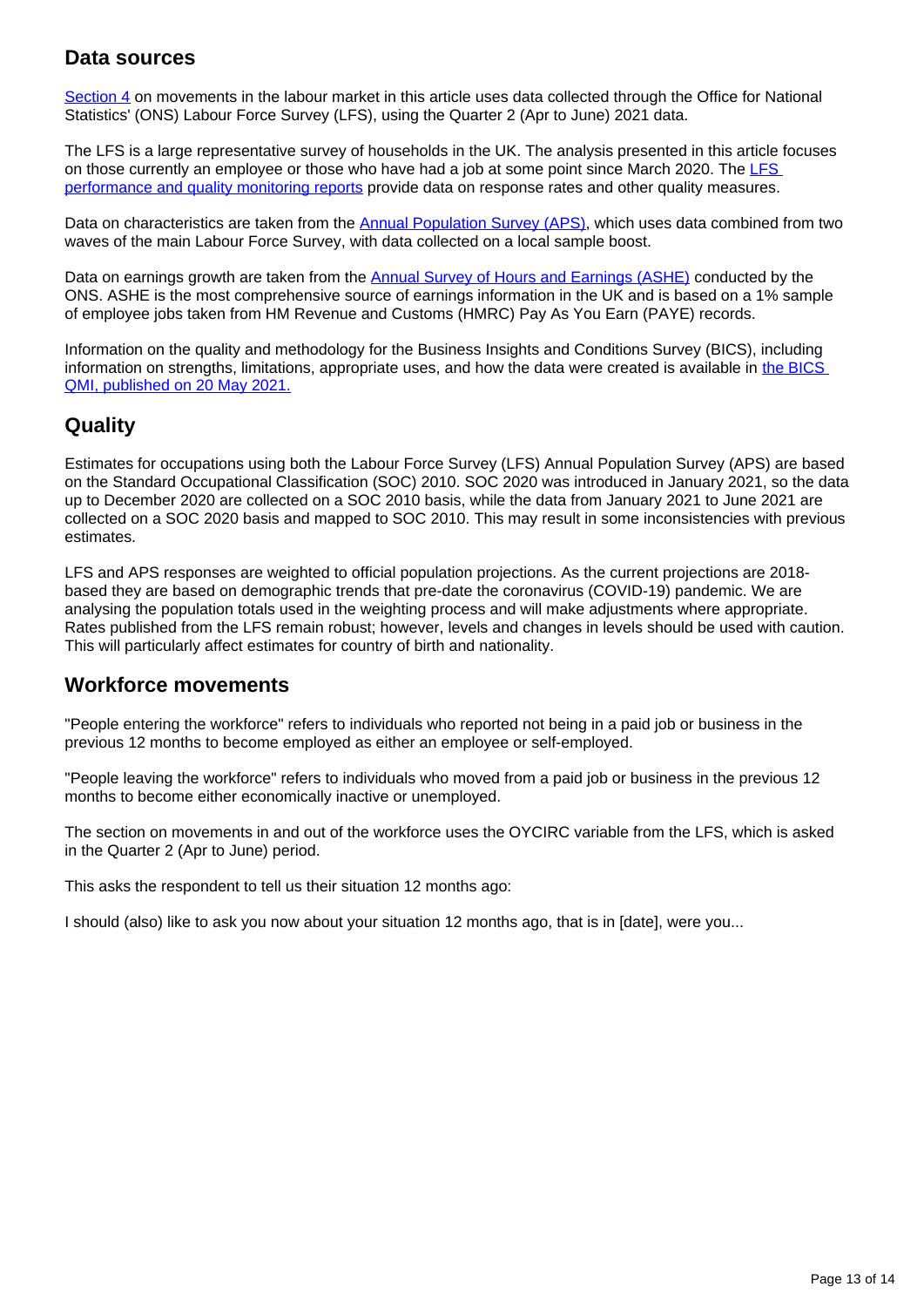## Data sources

[Section 4](#) on movements in the labour market in this article uses data collected through the Office for National Statistics' (ONS) Labour Force Survey (LFS), using the Quarter 2 (Apr to June) 2021 data.

The LFS is a large representative survey of households in the UK. The analysis presented in this article focuses on those currently an employee or those who have had a job at some point since March 2020. The [LFS performance and quality monitoring reports](#) provide data on response rates and other quality measures.

Data on characteristics are taken from the [Annual Population Survey (APS)](#), which uses data combined from two waves of the main Labour Force Survey, with data collected on a local sample boost.

Data on earnings growth are taken from the [Annual Survey of Hours and Earnings (ASHE)](#) conducted by the ONS. ASHE is the most comprehensive source of earnings information in the UK and is based on a 1% sample of employee jobs taken from HM Revenue and Customs (HMRC) Pay As You Earn (PAYE) records.

Information on the quality and methodology for the Business Insights and Conditions Survey (BICS), including information on strengths, limitations, appropriate uses, and how the data were created is available in [the BICS QMI, published on 20 May 2021.](#)

## Quality

Estimates for occupations using both the Labour Force Survey (LFS) Annual Population Survey (APS) are based on the Standard Occupational Classification (SOC) 2010. SOC 2020 was introduced in January 2021, so the data up to December 2020 are collected on a SOC 2010 basis, while the data from January 2021 to June 2021 are collected on a SOC 2020 basis and mapped to SOC 2010. This may result in some inconsistencies with previous estimates.

LFS and APS responses are weighted to official population projections. As the current projections are 2018-based they are based on demographic trends that pre-date the coronavirus (COVID-19) pandemic. We are analysing the population totals used in the weighting process and will make adjustments where appropriate. Rates published from the LFS remain robust; however, levels and changes in levels should be used with caution. This will particularly affect estimates for country of birth and nationality.

## Workforce movements

"People entering the workforce" refers to individuals who reported not being in a paid job or business in the previous 12 months to become employed as either an employee or self-employed.

"People leaving the workforce" refers to individuals who moved from a paid job or business in the previous 12 months to become either economically inactive or unemployed.

The section on movements in and out of the workforce uses the OYCIRC variable from the LFS, which is asked in the Quarter 2 (Apr to June) period.

This asks the respondent to tell us their situation 12 months ago:

I should (also) like to ask you now about your situation 12 months ago, that is in [date], were you...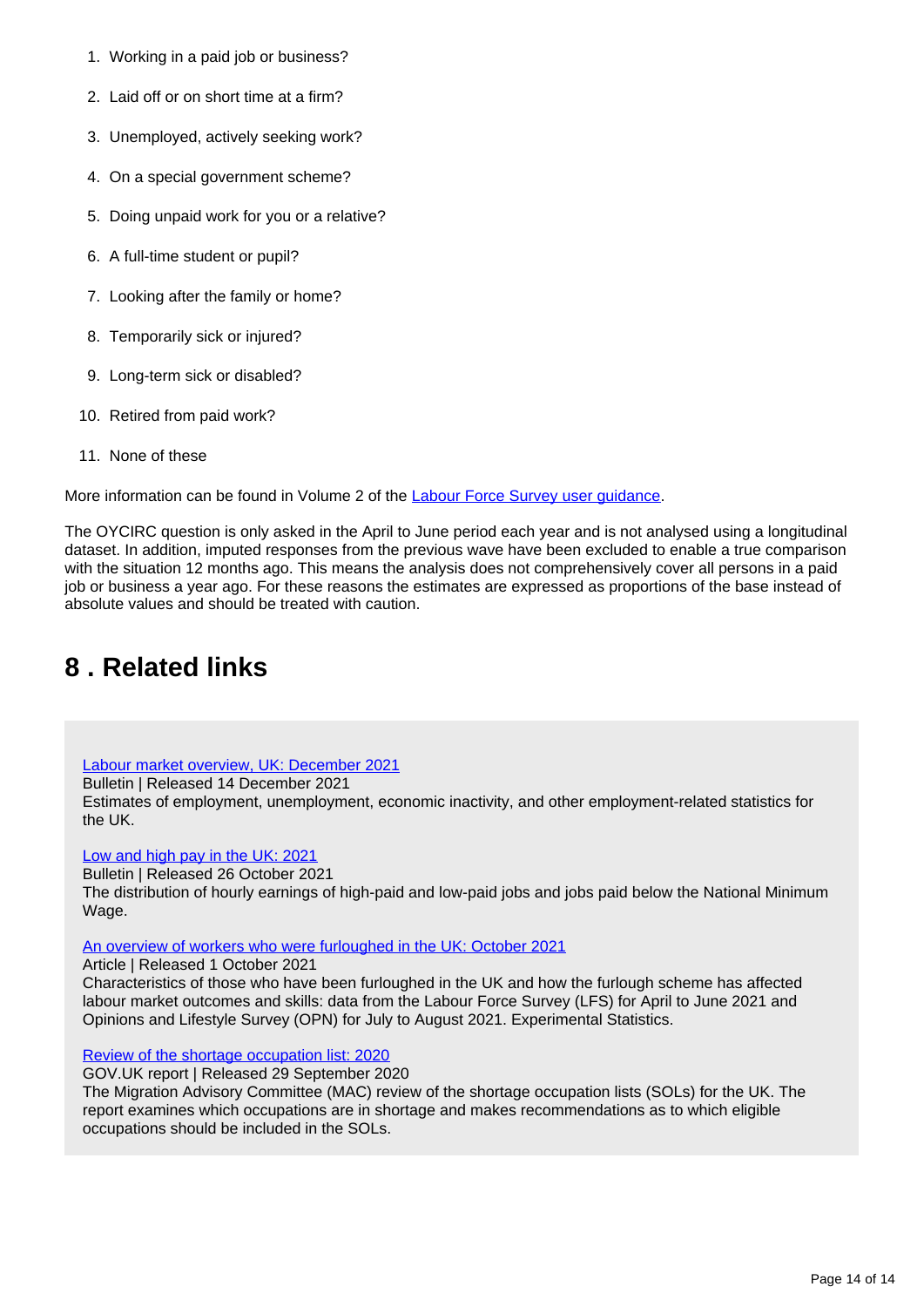1. Working in a paid job or business?
2. Laid off or on short time at a firm?
3. Unemployed, actively seeking work?
4. On a special government scheme?
5. Doing unpaid work for you or a relative?
6. A full-time student or pupil?
7. Looking after the family or home?
8. Temporarily sick or injured?
9. Long-term sick or disabled?
10. Retired from paid work?
11. None of these

More information can be found in Volume 2 of the Labour Force Survey user guidance.

The OYCIRC question is only asked in the April to June period each year and is not analysed using a longitudinal dataset. In addition, imputed responses from the previous wave have been excluded to enable a true comparison with the situation 12 months ago. This means the analysis does not comprehensively cover all persons in a paid job or business a year ago. For these reasons the estimates are expressed as proportions of the base instead of absolute values and should be treated with caution.

## 8 . Related links

Labour market overview, UK: December 2021
Bulletin | Released 14 December 2021
Estimates of employment, unemployment, economic inactivity, and other employment-related statistics for the UK.

Low and high pay in the UK: 2021
Bulletin | Released 26 October 2021
The distribution of hourly earnings of high-paid and low-paid jobs and jobs paid below the National Minimum Wage.

An overview of workers who were furloughed in the UK: October 2021
Article | Released 1 October 2021
Characteristics of those who have been furloughed in the UK and how the furlough scheme has affected labour market outcomes and skills: data from the Labour Force Survey (LFS) for April to June 2021 and Opinions and Lifestyle Survey (OPN) for July to August 2021. Experimental Statistics.

Review of the shortage occupation list: 2020
GOV.UK report | Released 29 September 2020
The Migration Advisory Committee (MAC) review of the shortage occupation lists (SOLs) for the UK. The report examines which occupations are in shortage and makes recommendations as to which eligible occupations should be included in the SOLs.